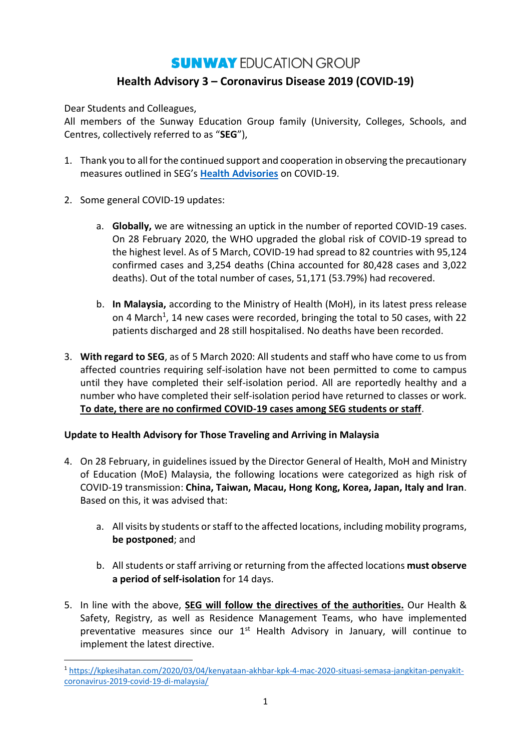# SUNWAY EDUCATION GROUP

## Health Advisory 3 – Coronavirus Disease 2019 (COVID-19)

Dear Students and Colleagues,
All members of the Sunway Education Group family (University, Colleges, Schools, and Centres, collectively referred to as "**SEG**"),

1. Thank you to all for the continued support and cooperation in observing the precautionary measures outlined in SEG's **Health Advisories** on COVID-19.

2. Some general COVID-19 updates:

   a. **Globally,** we are witnessing an uptick in the number of reported COVID-19 cases. On 28 February 2020, the WHO upgraded the global risk of COVID-19 spread to the highest level. As of 5 March, COVID-19 had spread to 82 countries with 95,124 confirmed cases and 3,254 deaths (China accounted for 80,428 cases and 3,022 deaths). Out of the total number of cases, 51,171 (53.79%) had recovered.

   b. **In Malaysia,** according to the Ministry of Health (MoH), in its latest press release on 4 March[1], 14 new cases were recorded, bringing the total to 50 cases, with 22 patients discharged and 28 still hospitalised. No deaths have been recorded.

3. **With regard to SEG**, as of 5 March 2020: All students and staff who have come to us from affected countries requiring self-isolation have not been permitted to come to campus until they have completed their self-isolation period. All are reportedly healthy and a number who have completed their self-isolation period have returned to classes or work. **To date, there are no confirmed COVID-19 cases among SEG students or staff**.

**Update to Health Advisory for Those Traveling and Arriving in Malaysia**

4. On 28 February, in guidelines issued by the Director General of Health, MoH and Ministry of Education (MoE) Malaysia, the following locations were categorized as high risk of COVID-19 transmission: **China, Taiwan, Macau, Hong Kong, Korea, Japan, Italy and Iran**. Based on this, it was advised that:

   a. All visits by students or staff to the affected locations, including mobility programs, **be postponed**; and

   b. All students or staff arriving or returning from the affected locations **must observe a period of self-isolation** for 14 days.

5. In line with the above, **SEG will follow the directives of the authorities.** Our Health & Safety, Registry, as well as Residence Management Teams, who have implemented preventative measures since our 1st Health Advisory in January, will continue to implement the latest directive.

[1] https://kpkesihatan.com/2020/03/04/kenyataan-akhbar-kpk-4-mac-2020-situasi-semasa-jangkitan-penyakit-coronavirus-2019-covid-19-di-malaysia/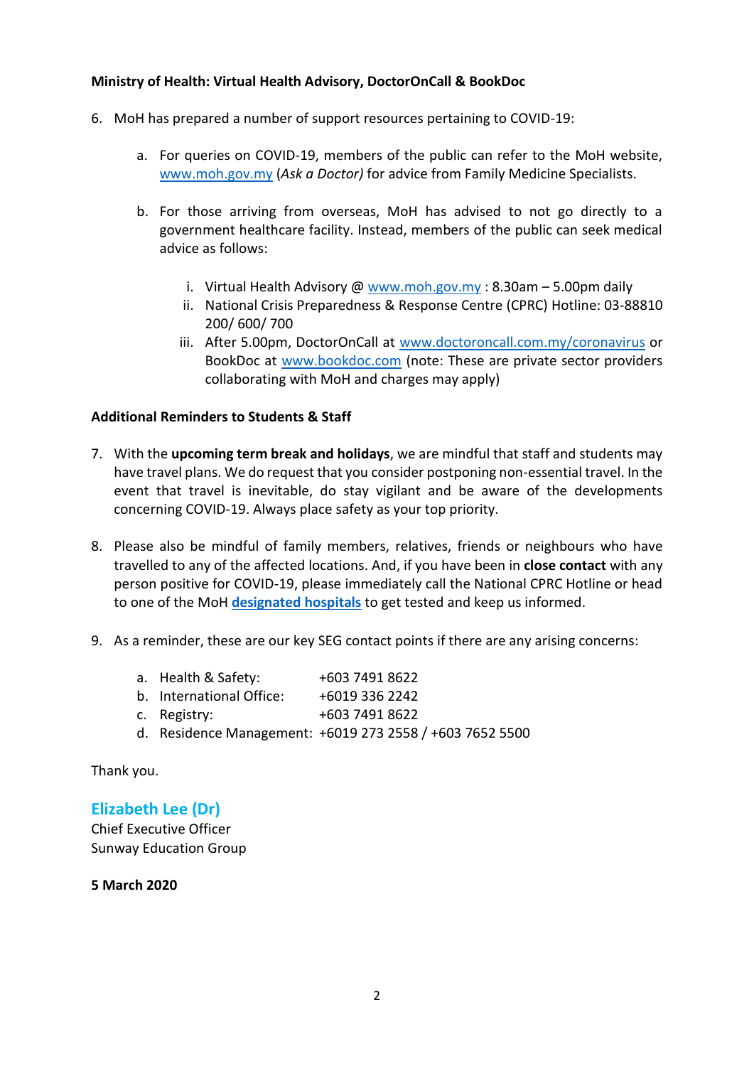**Ministry of Health: Virtual Health Advisory, DoctorOnCall & BookDoc**

6. MoH has prepared a number of support resources pertaining to COVID-19:

    a. For queries on COVID-19, members of the public can refer to the MoH website, www.moh.gov.my (*Ask a Doctor)* for advice from Family Medicine Specialists.

    b. For those arriving from overseas, MoH has advised to not go directly to a government healthcare facility. Instead, members of the public can seek medical advice as follows:

        i. Virtual Health Advisory @ www.moh.gov.my : 8.30am – 5.00pm daily
        ii. National Crisis Preparedness & Response Centre (CPRC) Hotline: 03-88810 200/ 600/ 700
        iii. After 5.00pm, DoctorOnCall at www.doctoroncall.com.my/coronavirus or BookDoc at www.bookdoc.com (note: These are private sector providers collaborating with MoH and charges may apply)

**Additional Reminders to Students & Staff**

7. With the **upcoming term break and holidays**, we are mindful that staff and students may have travel plans. We do request that you consider postponing non-essential travel. In the event that travel is inevitable, do stay vigilant and be aware of the developments concerning COVID-19. Always place safety as your top priority.

8. Please also be mindful of family members, relatives, friends or neighbours who have travelled to any of the affected locations. And, if you have been in **close contact** with any person positive for COVID-19, please immediately call the National CPRC Hotline or head to one of the MoH **designated hospitals** to get tested and keep us informed.

9. As a reminder, these are our key SEG contact points if there are any arising concerns:

    a. Health & Safety: +603 7491 8622
    b. International Office: +6019 336 2242
    c. Registry: +603 7491 8622
    d. Residence Management: +6019 273 2558 / +603 7652 5500

Thank you.

**Elizabeth Lee (Dr)**
Chief Executive Officer
Sunway Education Group

**5 March 2020**